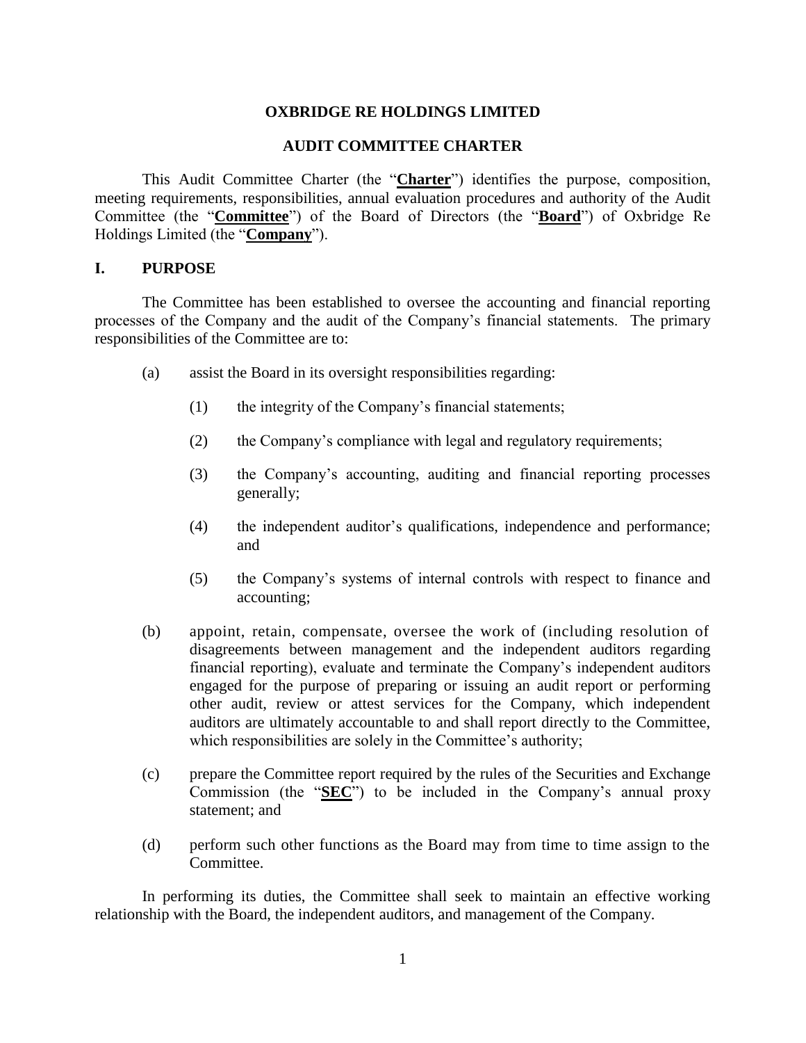# OXBRIDGE RE HOLDINGS LIMITED

## AUDIT COMMITTEE CHARTER

This Audit Committee Charter (the "**Charter**") identifies the purpose, composition, meeting requirements, responsibilities, annual evaluation procedures and authority of the Audit Committee (the "**Committee**") of the Board of Directors (the "**Board**") of Oxbridge Re Holdings Limited (the "**Company**").

## I. PURPOSE

The Committee has been established to oversee the accounting and financial reporting processes of the Company and the audit of the Company's financial statements. The primary responsibilities of the Committee are to:

(a) assist the Board in its oversight responsibilities regarding:

  (1) the integrity of the Company's financial statements;

  (2) the Company's compliance with legal and regulatory requirements;

  (3) the Company's accounting, auditing and financial reporting processes generally;

  (4) the independent auditor's qualifications, independence and performance; and

  (5) the Company's systems of internal controls with respect to finance and accounting;

(b) appoint, retain, compensate, oversee the work of (including resolution of disagreements between management and the independent auditors regarding financial reporting), evaluate and terminate the Company's independent auditors engaged for the purpose of preparing or issuing an audit report or performing other audit, review or attest services for the Company, which independent auditors are ultimately accountable to and shall report directly to the Committee, which responsibilities are solely in the Committee's authority;

(c) prepare the Committee report required by the rules of the Securities and Exchange Commission (the "**SEC**") to be included in the Company's annual proxy statement; and

(d) perform such other functions as the Board may from time to time assign to the Committee.

In performing its duties, the Committee shall seek to maintain an effective working relationship with the Board, the independent auditors, and management of the Company.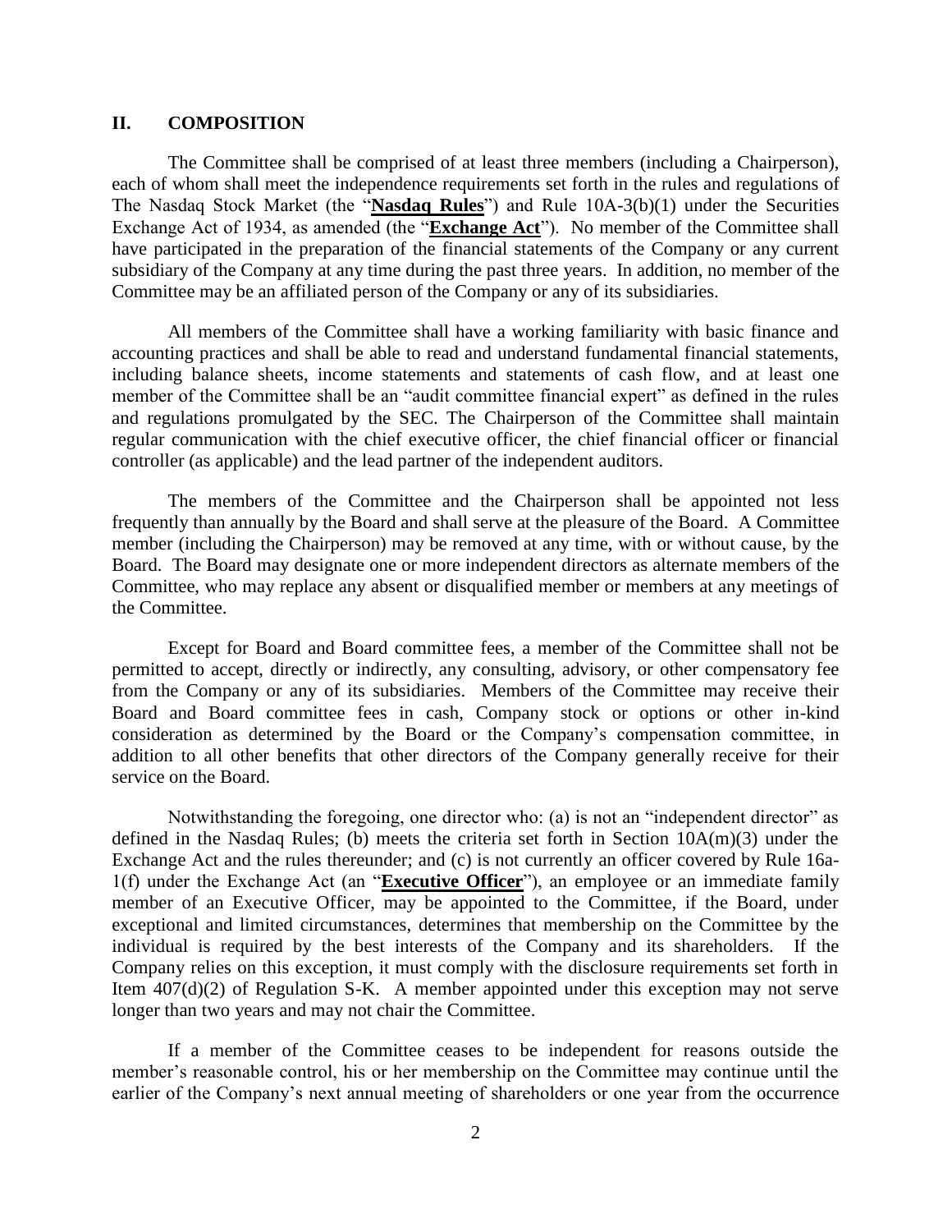## II. COMPOSITION

The Committee shall be comprised of at least three members (including a Chairperson), each of whom shall meet the independence requirements set forth in the rules and regulations of The Nasdaq Stock Market (the "**Nasdaq Rules**") and Rule 10A-3(b)(1) under the Securities Exchange Act of 1934, as amended (the "**Exchange Act**"). No member of the Committee shall have participated in the preparation of the financial statements of the Company or any current subsidiary of the Company at any time during the past three years. In addition, no member of the Committee may be an affiliated person of the Company or any of its subsidiaries.

All members of the Committee shall have a working familiarity with basic finance and accounting practices and shall be able to read and understand fundamental financial statements, including balance sheets, income statements and statements of cash flow, and at least one member of the Committee shall be an "audit committee financial expert" as defined in the rules and regulations promulgated by the SEC. The Chairperson of the Committee shall maintain regular communication with the chief executive officer, the chief financial officer or financial controller (as applicable) and the lead partner of the independent auditors.

The members of the Committee and the Chairperson shall be appointed not less frequently than annually by the Board and shall serve at the pleasure of the Board. A Committee member (including the Chairperson) may be removed at any time, with or without cause, by the Board. The Board may designate one or more independent directors as alternate members of the Committee, who may replace any absent or disqualified member or members at any meetings of the Committee.

Except for Board and Board committee fees, a member of the Committee shall not be permitted to accept, directly or indirectly, any consulting, advisory, or other compensatory fee from the Company or any of its subsidiaries. Members of the Committee may receive their Board and Board committee fees in cash, Company stock or options or other in-kind consideration as determined by the Board or the Company's compensation committee, in addition to all other benefits that other directors of the Company generally receive for their service on the Board.

Notwithstanding the foregoing, one director who: (a) is not an "independent director" as defined in the Nasdaq Rules; (b) meets the criteria set forth in Section 10A(m)(3) under the Exchange Act and the rules thereunder; and (c) is not currently an officer covered by Rule 16a-1(f) under the Exchange Act (an "**Executive Officer**"), an employee or an immediate family member of an Executive Officer, may be appointed to the Committee, if the Board, under exceptional and limited circumstances, determines that membership on the Committee by the individual is required by the best interests of the Company and its shareholders. If the Company relies on this exception, it must comply with the disclosure requirements set forth in Item 407(d)(2) of Regulation S-K. A member appointed under this exception may not serve longer than two years and may not chair the Committee.

If a member of the Committee ceases to be independent for reasons outside the member's reasonable control, his or her membership on the Committee may continue until the earlier of the Company's next annual meeting of shareholders or one year from the occurrence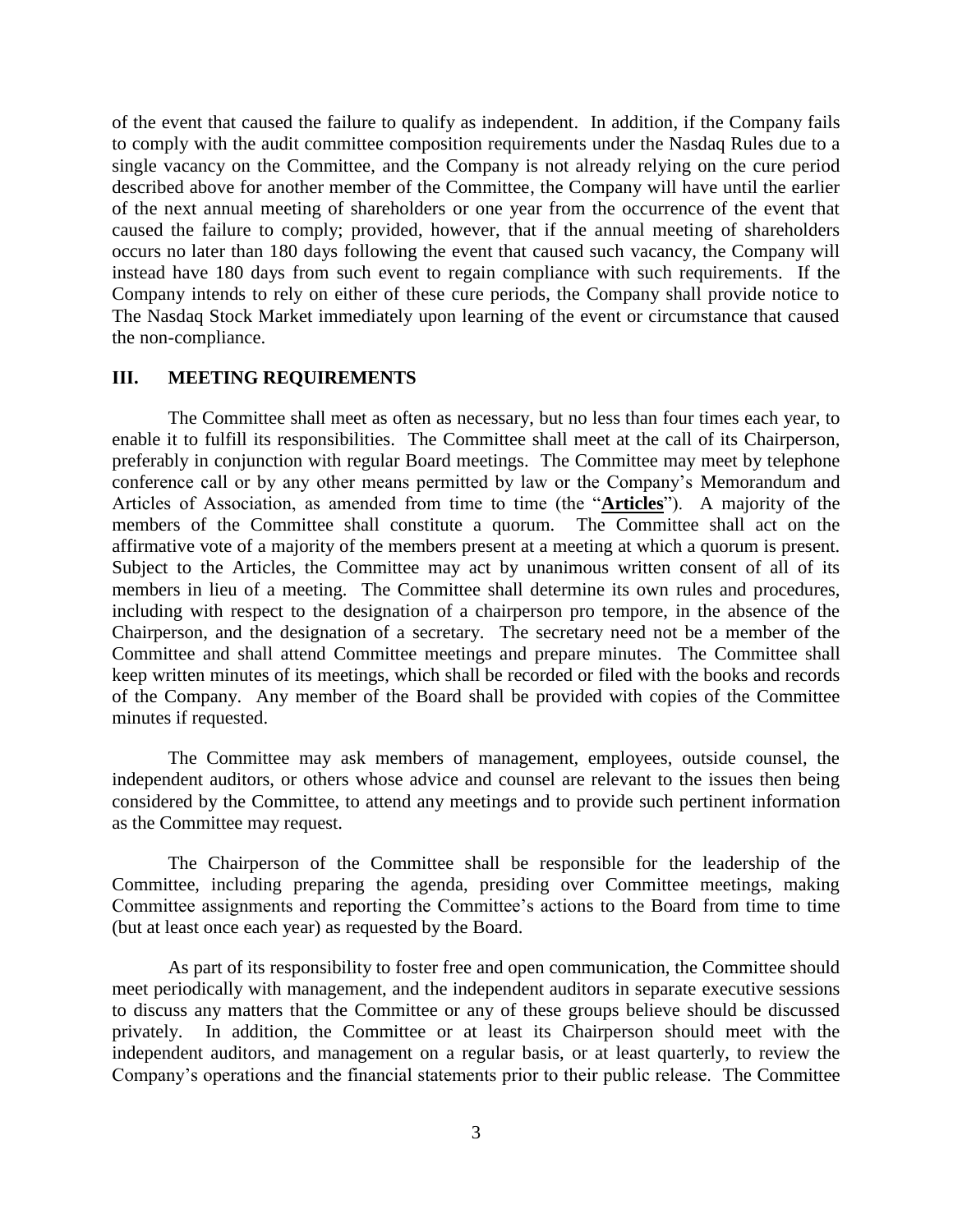of the event that caused the failure to qualify as independent. In addition, if the Company fails to comply with the audit committee composition requirements under the Nasdaq Rules due to a single vacancy on the Committee, and the Company is not already relying on the cure period described above for another member of the Committee, the Company will have until the earlier of the next annual meeting of shareholders or one year from the occurrence of the event that caused the failure to comply; provided, however, that if the annual meeting of shareholders occurs no later than 180 days following the event that caused such vacancy, the Company will instead have 180 days from such event to regain compliance with such requirements. If the Company intends to rely on either of these cure periods, the Company shall provide notice to The Nasdaq Stock Market immediately upon learning of the event or circumstance that caused the non-compliance.

## III. MEETING REQUIREMENTS

The Committee shall meet as often as necessary, but no less than four times each year, to enable it to fulfill its responsibilities. The Committee shall meet at the call of its Chairperson, preferably in conjunction with regular Board meetings. The Committee may meet by telephone conference call or by any other means permitted by law or the Company's Memorandum and Articles of Association, as amended from time to time (the "**<u>Articles</u>**"). A majority of the members of the Committee shall constitute a quorum. The Committee shall act on the affirmative vote of a majority of the members present at a meeting at which a quorum is present. Subject to the Articles, the Committee may act by unanimous written consent of all of its members in lieu of a meeting. The Committee shall determine its own rules and procedures, including with respect to the designation of a chairperson pro tempore, in the absence of the Chairperson, and the designation of a secretary. The secretary need not be a member of the Committee and shall attend Committee meetings and prepare minutes. The Committee shall keep written minutes of its meetings, which shall be recorded or filed with the books and records of the Company. Any member of the Board shall be provided with copies of the Committee minutes if requested.

The Committee may ask members of management, employees, outside counsel, the independent auditors, or others whose advice and counsel are relevant to the issues then being considered by the Committee, to attend any meetings and to provide such pertinent information as the Committee may request.

The Chairperson of the Committee shall be responsible for the leadership of the Committee, including preparing the agenda, presiding over Committee meetings, making Committee assignments and reporting the Committee's actions to the Board from time to time (but at least once each year) as requested by the Board.

As part of its responsibility to foster free and open communication, the Committee should meet periodically with management, and the independent auditors in separate executive sessions to discuss any matters that the Committee or any of these groups believe should be discussed privately. In addition, the Committee or at least its Chairperson should meet with the independent auditors, and management on a regular basis, or at least quarterly, to review the Company's operations and the financial statements prior to their public release. The Committee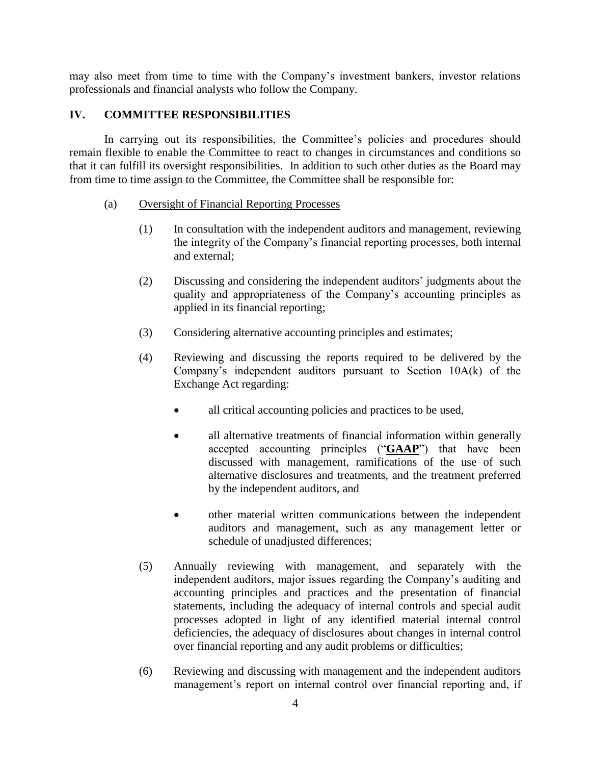may also meet from time to time with the Company's investment bankers, investor relations professionals and financial analysts who follow the Company.

## IV. COMMITTEE RESPONSIBILITIES

In carrying out its responsibilities, the Committee's policies and procedures should remain flexible to enable the Committee to react to changes in circumstances and conditions so that it can fulfill its oversight responsibilities. In addition to such other duties as the Board may from time to time assign to the Committee, the Committee shall be responsible for:

(a) Oversight of Financial Reporting Processes

(1) In consultation with the independent auditors and management, reviewing the integrity of the Company's financial reporting processes, both internal and external;

(2) Discussing and considering the independent auditors' judgments about the quality and appropriateness of the Company's accounting principles as applied in its financial reporting;

(3) Considering alternative accounting principles and estimates;

(4) Reviewing and discussing the reports required to be delivered by the Company's independent auditors pursuant to Section 10A(k) of the Exchange Act regarding:

- all critical accounting policies and practices to be used,
- all alternative treatments of financial information within generally accepted accounting principles ("**GAAP**") that have been discussed with management, ramifications of the use of such alternative disclosures and treatments, and the treatment preferred by the independent auditors, and
- other material written communications between the independent auditors and management, such as any management letter or schedule of unadjusted differences;

(5) Annually reviewing with management, and separately with the independent auditors, major issues regarding the Company's auditing and accounting principles and practices and the presentation of financial statements, including the adequacy of internal controls and special audit processes adopted in light of any identified material internal control deficiencies, the adequacy of disclosures about changes in internal control over financial reporting and any audit problems or difficulties;

(6) Reviewing and discussing with management and the independent auditors management's report on internal control over financial reporting and, if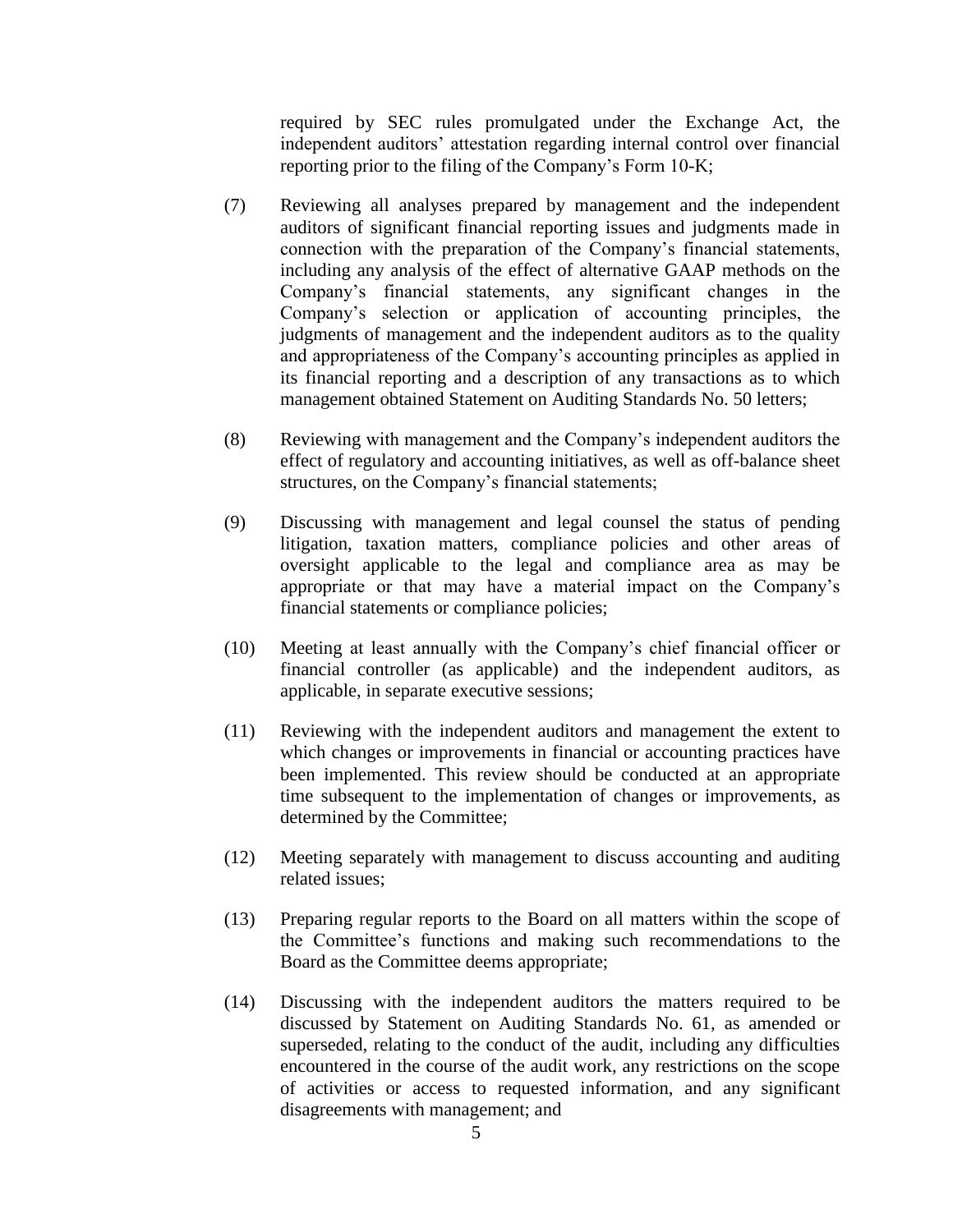required by SEC rules promulgated under the Exchange Act, the independent auditors' attestation regarding internal control over financial reporting prior to the filing of the Company's Form 10-K;

(7) Reviewing all analyses prepared by management and the independent auditors of significant financial reporting issues and judgments made in connection with the preparation of the Company's financial statements, including any analysis of the effect of alternative GAAP methods on the Company's financial statements, any significant changes in the Company's selection or application of accounting principles, the judgments of management and the independent auditors as to the quality and appropriateness of the Company's accounting principles as applied in its financial reporting and a description of any transactions as to which management obtained Statement on Auditing Standards No. 50 letters;

(8) Reviewing with management and the Company's independent auditors the effect of regulatory and accounting initiatives, as well as off-balance sheet structures, on the Company's financial statements;

(9) Discussing with management and legal counsel the status of pending litigation, taxation matters, compliance policies and other areas of oversight applicable to the legal and compliance area as may be appropriate or that may have a material impact on the Company's financial statements or compliance policies;

(10) Meeting at least annually with the Company's chief financial officer or financial controller (as applicable) and the independent auditors, as applicable, in separate executive sessions;

(11) Reviewing with the independent auditors and management the extent to which changes or improvements in financial or accounting practices have been implemented. This review should be conducted at an appropriate time subsequent to the implementation of changes or improvements, as determined by the Committee;

(12) Meeting separately with management to discuss accounting and auditing related issues;

(13) Preparing regular reports to the Board on all matters within the scope of the Committee's functions and making such recommendations to the Board as the Committee deems appropriate;

(14) Discussing with the independent auditors the matters required to be discussed by Statement on Auditing Standards No. 61, as amended or superseded, relating to the conduct of the audit, including any difficulties encountered in the course of the audit work, any restrictions on the scope of activities or access to requested information, and any significant disagreements with management; and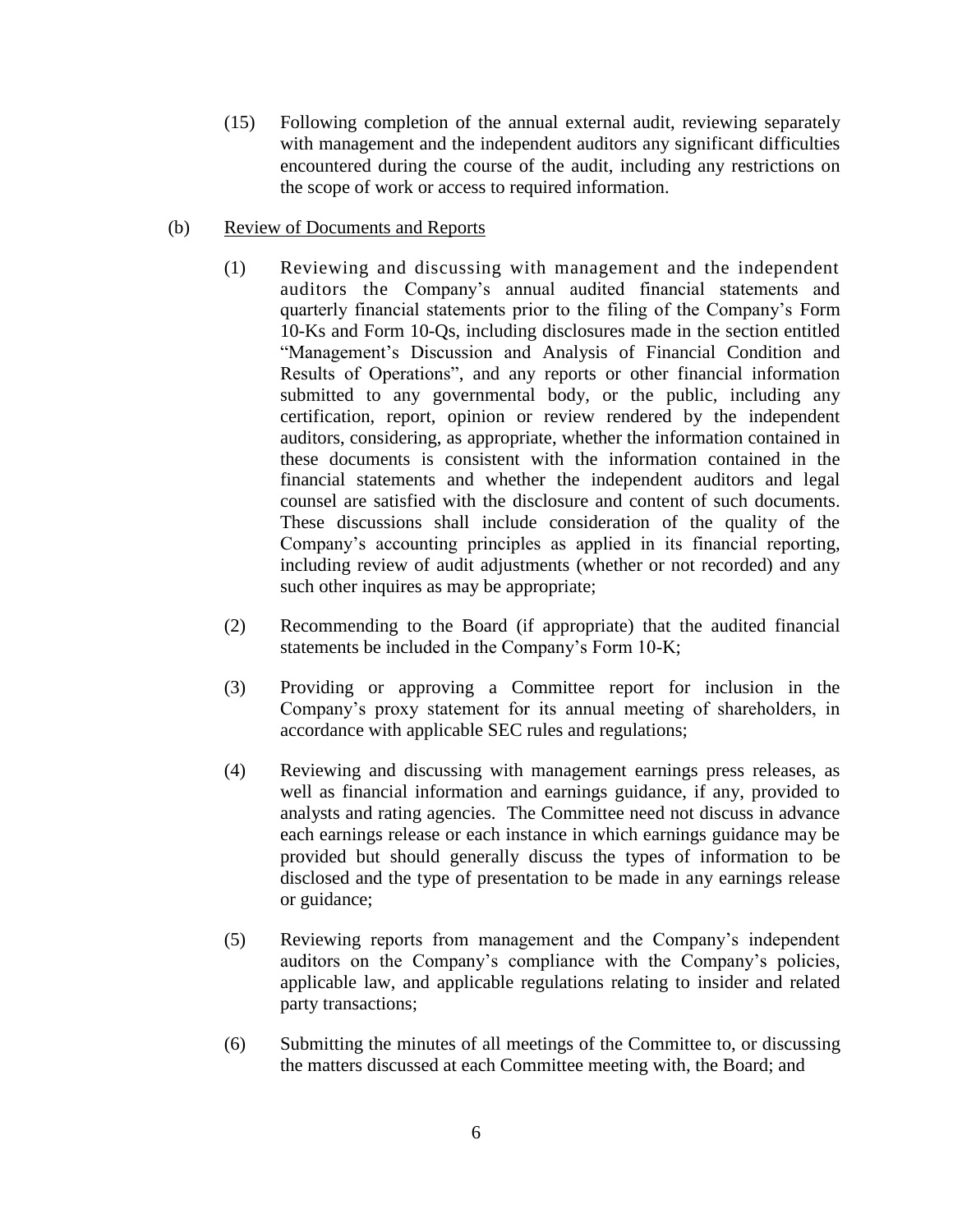(15) Following completion of the annual external audit, reviewing separately with management and the independent auditors any significant difficulties encountered during the course of the audit, including any restrictions on the scope of work or access to required information.

(b) <u>Review of Documents and Reports</u>

(1) Reviewing and discussing with management and the independent auditors the Company's annual audited financial statements and quarterly financial statements prior to the filing of the Company's Form 10-Ks and Form 10-Qs, including disclosures made in the section entitled "Management's Discussion and Analysis of Financial Condition and Results of Operations", and any reports or other financial information submitted to any governmental body, or the public, including any certification, report, opinion or review rendered by the independent auditors, considering, as appropriate, whether the information contained in these documents is consistent with the information contained in the financial statements and whether the independent auditors and legal counsel are satisfied with the disclosure and content of such documents. These discussions shall include consideration of the quality of the Company's accounting principles as applied in its financial reporting, including review of audit adjustments (whether or not recorded) and any such other inquires as may be appropriate;

(2) Recommending to the Board (if appropriate) that the audited financial statements be included in the Company's Form 10-K;

(3) Providing or approving a Committee report for inclusion in the Company's proxy statement for its annual meeting of shareholders, in accordance with applicable SEC rules and regulations;

(4) Reviewing and discussing with management earnings press releases, as well as financial information and earnings guidance, if any, provided to analysts and rating agencies. The Committee need not discuss in advance each earnings release or each instance in which earnings guidance may be provided but should generally discuss the types of information to be disclosed and the type of presentation to be made in any earnings release or guidance;

(5) Reviewing reports from management and the Company's independent auditors on the Company's compliance with the Company's policies, applicable law, and applicable regulations relating to insider and related party transactions;

(6) Submitting the minutes of all meetings of the Committee to, or discussing the matters discussed at each Committee meeting with, the Board; and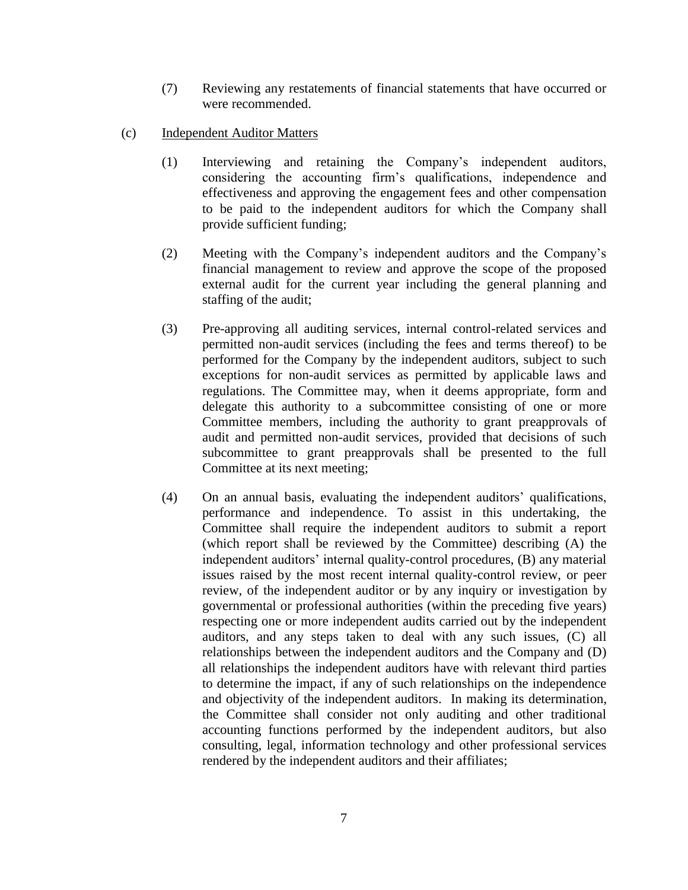(7) Reviewing any restatements of financial statements that have occurred or were recommended.

(c) Independent Auditor Matters

(1) Interviewing and retaining the Company's independent auditors, considering the accounting firm's qualifications, independence and effectiveness and approving the engagement fees and other compensation to be paid to the independent auditors for which the Company shall provide sufficient funding;

(2) Meeting with the Company's independent auditors and the Company's financial management to review and approve the scope of the proposed external audit for the current year including the general planning and staffing of the audit;

(3) Pre-approving all auditing services, internal control-related services and permitted non-audit services (including the fees and terms thereof) to be performed for the Company by the independent auditors, subject to such exceptions for non-audit services as permitted by applicable laws and regulations. The Committee may, when it deems appropriate, form and delegate this authority to a subcommittee consisting of one or more Committee members, including the authority to grant preapprovals of audit and permitted non-audit services, provided that decisions of such subcommittee to grant preapprovals shall be presented to the full Committee at its next meeting;

(4) On an annual basis, evaluating the independent auditors' qualifications, performance and independence. To assist in this undertaking, the Committee shall require the independent auditors to submit a report (which report shall be reviewed by the Committee) describing (A) the independent auditors' internal quality-control procedures, (B) any material issues raised by the most recent internal quality-control review, or peer review, of the independent auditor or by any inquiry or investigation by governmental or professional authorities (within the preceding five years) respecting one or more independent audits carried out by the independent auditors, and any steps taken to deal with any such issues, (C) all relationships between the independent auditors and the Company and (D) all relationships the independent auditors have with relevant third parties to determine the impact, if any of such relationships on the independence and objectivity of the independent auditors. In making its determination, the Committee shall consider not only auditing and other traditional accounting functions performed by the independent auditors, but also consulting, legal, information technology and other professional services rendered by the independent auditors and their affiliates;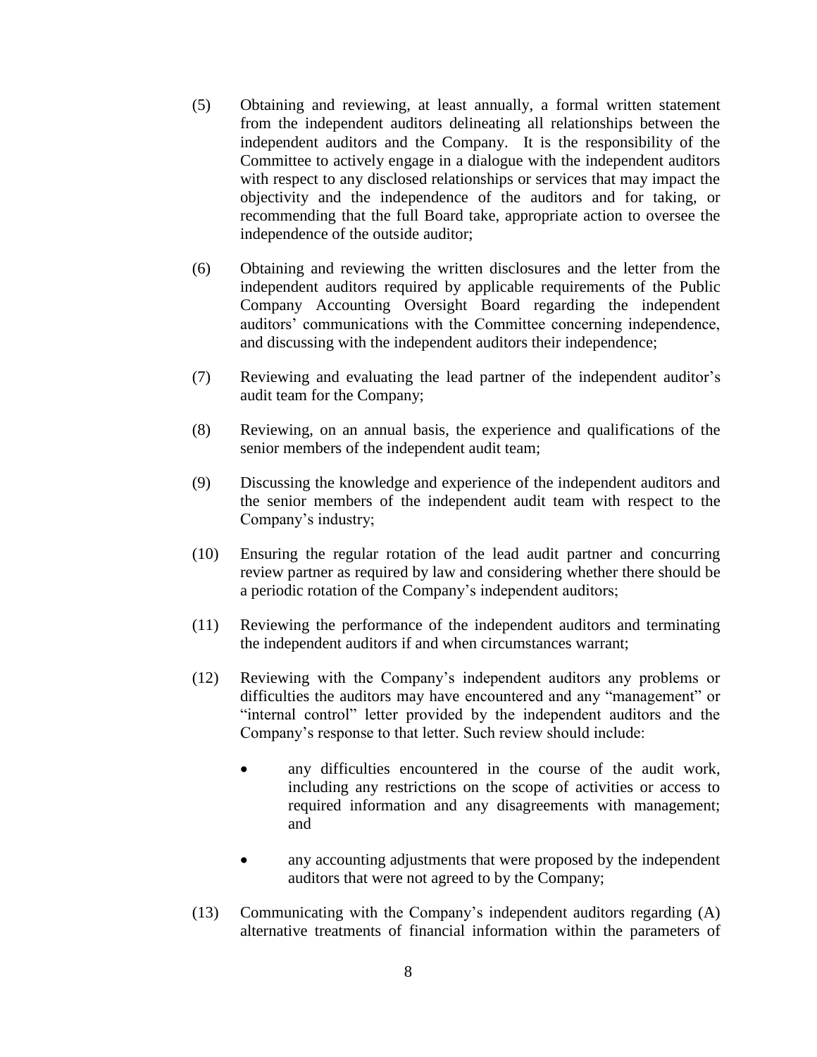(5) Obtaining and reviewing, at least annually, a formal written statement from the independent auditors delineating all relationships between the independent auditors and the Company. It is the responsibility of the Committee to actively engage in a dialogue with the independent auditors with respect to any disclosed relationships or services that may impact the objectivity and the independence of the auditors and for taking, or recommending that the full Board take, appropriate action to oversee the independence of the outside auditor;

(6) Obtaining and reviewing the written disclosures and the letter from the independent auditors required by applicable requirements of the Public Company Accounting Oversight Board regarding the independent auditors' communications with the Committee concerning independence, and discussing with the independent auditors their independence;

(7) Reviewing and evaluating the lead partner of the independent auditor's audit team for the Company;

(8) Reviewing, on an annual basis, the experience and qualifications of the senior members of the independent audit team;

(9) Discussing the knowledge and experience of the independent auditors and the senior members of the independent audit team with respect to the Company's industry;

(10) Ensuring the regular rotation of the lead audit partner and concurring review partner as required by law and considering whether there should be a periodic rotation of the Company's independent auditors;

(11) Reviewing the performance of the independent auditors and terminating the independent auditors if and when circumstances warrant;

(12) Reviewing with the Company's independent auditors any problems or difficulties the auditors may have encountered and any "management" or "internal control" letter provided by the independent auditors and the Company's response to that letter. Such review should include:

- any difficulties encountered in the course of the audit work, including any restrictions on the scope of activities or access to required information and any disagreements with management; and
- any accounting adjustments that were proposed by the independent auditors that were not agreed to by the Company;

(13) Communicating with the Company's independent auditors regarding (A) alternative treatments of financial information within the parameters of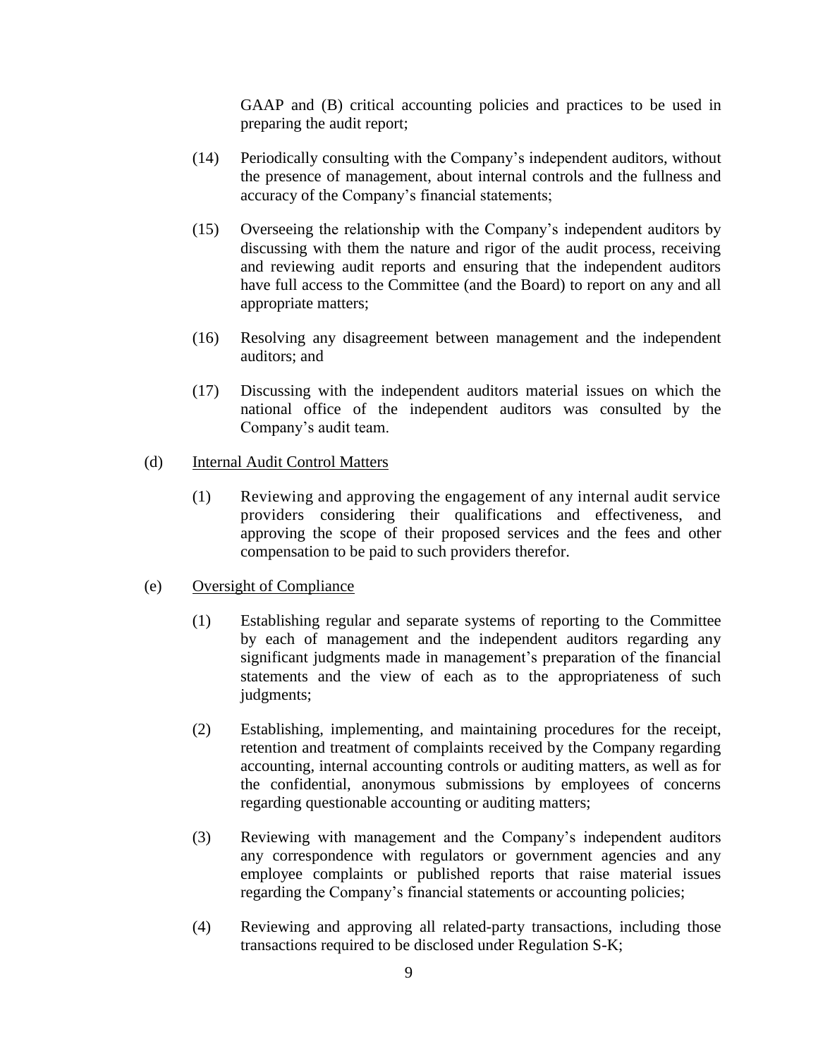GAAP and (B) critical accounting policies and practices to be used in preparing the audit report;

(14) Periodically consulting with the Company's independent auditors, without the presence of management, about internal controls and the fullness and accuracy of the Company's financial statements;

(15) Overseeing the relationship with the Company's independent auditors by discussing with them the nature and rigor of the audit process, receiving and reviewing audit reports and ensuring that the independent auditors have full access to the Committee (and the Board) to report on any and all appropriate matters;

(16) Resolving any disagreement between management and the independent auditors; and

(17) Discussing with the independent auditors material issues on which the national office of the independent auditors was consulted by the Company's audit team.

(d) <u>Internal Audit Control Matters</u>

(1) Reviewing and approving the engagement of any internal audit service providers considering their qualifications and effectiveness, and approving the scope of their proposed services and the fees and other compensation to be paid to such providers therefor.

(e) <u>Oversight of Compliance</u>

(1) Establishing regular and separate systems of reporting to the Committee by each of management and the independent auditors regarding any significant judgments made in management's preparation of the financial statements and the view of each as to the appropriateness of such judgments;

(2) Establishing, implementing, and maintaining procedures for the receipt, retention and treatment of complaints received by the Company regarding accounting, internal accounting controls or auditing matters, as well as for the confidential, anonymous submissions by employees of concerns regarding questionable accounting or auditing matters;

(3) Reviewing with management and the Company's independent auditors any correspondence with regulators or government agencies and any employee complaints or published reports that raise material issues regarding the Company's financial statements or accounting policies;

(4) Reviewing and approving all related-party transactions, including those transactions required to be disclosed under Regulation S-K;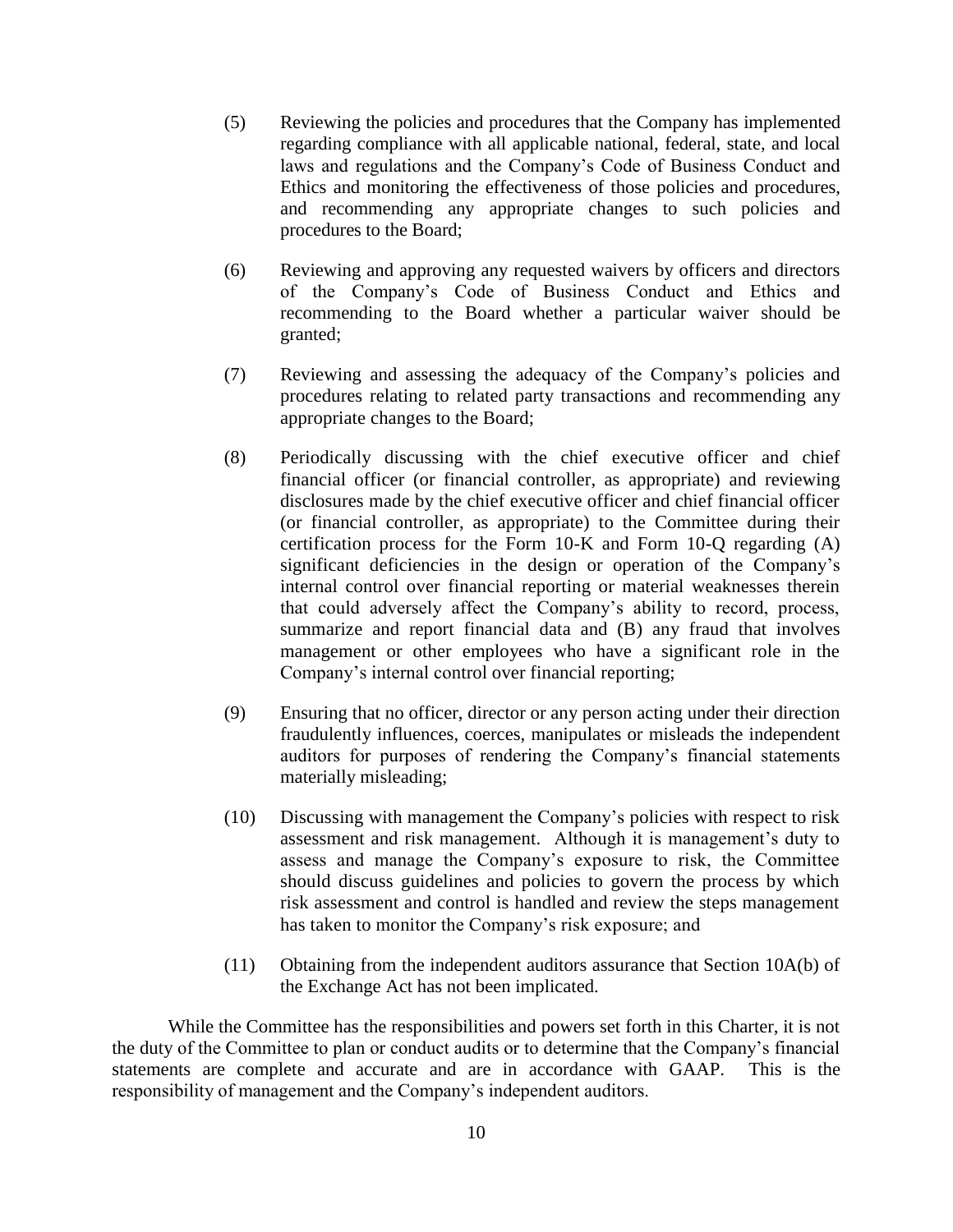(5) Reviewing the policies and procedures that the Company has implemented regarding compliance with all applicable national, federal, state, and local laws and regulations and the Company's Code of Business Conduct and Ethics and monitoring the effectiveness of those policies and procedures, and recommending any appropriate changes to such policies and procedures to the Board;

(6) Reviewing and approving any requested waivers by officers and directors of the Company's Code of Business Conduct and Ethics and recommending to the Board whether a particular waiver should be granted;

(7) Reviewing and assessing the adequacy of the Company's policies and procedures relating to related party transactions and recommending any appropriate changes to the Board;

(8) Periodically discussing with the chief executive officer and chief financial officer (or financial controller, as appropriate) and reviewing disclosures made by the chief executive officer and chief financial officer (or financial controller, as appropriate) to the Committee during their certification process for the Form 10-K and Form 10-Q regarding (A) significant deficiencies in the design or operation of the Company's internal control over financial reporting or material weaknesses therein that could adversely affect the Company's ability to record, process, summarize and report financial data and (B) any fraud that involves management or other employees who have a significant role in the Company's internal control over financial reporting;

(9) Ensuring that no officer, director or any person acting under their direction fraudulently influences, coerces, manipulates or misleads the independent auditors for purposes of rendering the Company's financial statements materially misleading;

(10) Discussing with management the Company's policies with respect to risk assessment and risk management. Although it is management's duty to assess and manage the Company's exposure to risk, the Committee should discuss guidelines and policies to govern the process by which risk assessment and control is handled and review the steps management has taken to monitor the Company's risk exposure; and

(11) Obtaining from the independent auditors assurance that Section 10A(b) of the Exchange Act has not been implicated.

While the Committee has the responsibilities and powers set forth in this Charter, it is not the duty of the Committee to plan or conduct audits or to determine that the Company's financial statements are complete and accurate and are in accordance with GAAP. This is the responsibility of management and the Company's independent auditors.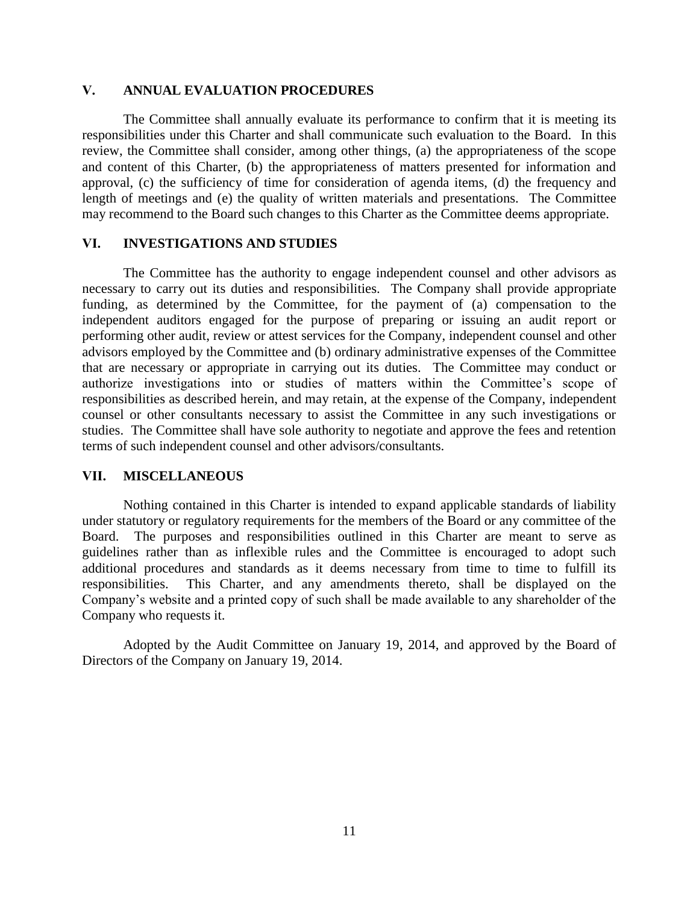## V. ANNUAL EVALUATION PROCEDURES

The Committee shall annually evaluate its performance to confirm that it is meeting its responsibilities under this Charter and shall communicate such evaluation to the Board. In this review, the Committee shall consider, among other things, (a) the appropriateness of the scope and content of this Charter, (b) the appropriateness of matters presented for information and approval, (c) the sufficiency of time for consideration of agenda items, (d) the frequency and length of meetings and (e) the quality of written materials and presentations. The Committee may recommend to the Board such changes to this Charter as the Committee deems appropriate.

## VI. INVESTIGATIONS AND STUDIES

The Committee has the authority to engage independent counsel and other advisors as necessary to carry out its duties and responsibilities. The Company shall provide appropriate funding, as determined by the Committee, for the payment of (a) compensation to the independent auditors engaged for the purpose of preparing or issuing an audit report or performing other audit, review or attest services for the Company, independent counsel and other advisors employed by the Committee and (b) ordinary administrative expenses of the Committee that are necessary or appropriate in carrying out its duties. The Committee may conduct or authorize investigations into or studies of matters within the Committee's scope of responsibilities as described herein, and may retain, at the expense of the Company, independent counsel or other consultants necessary to assist the Committee in any such investigations or studies. The Committee shall have sole authority to negotiate and approve the fees and retention terms of such independent counsel and other advisors/consultants.

## VII. MISCELLANEOUS

Nothing contained in this Charter is intended to expand applicable standards of liability under statutory or regulatory requirements for the members of the Board or any committee of the Board. The purposes and responsibilities outlined in this Charter are meant to serve as guidelines rather than as inflexible rules and the Committee is encouraged to adopt such additional procedures and standards as it deems necessary from time to time to fulfill its responsibilities. This Charter, and any amendments thereto, shall be displayed on the Company's website and a printed copy of such shall be made available to any shareholder of the Company who requests it.

Adopted by the Audit Committee on January 19, 2014, and approved by the Board of Directors of the Company on January 19, 2014.